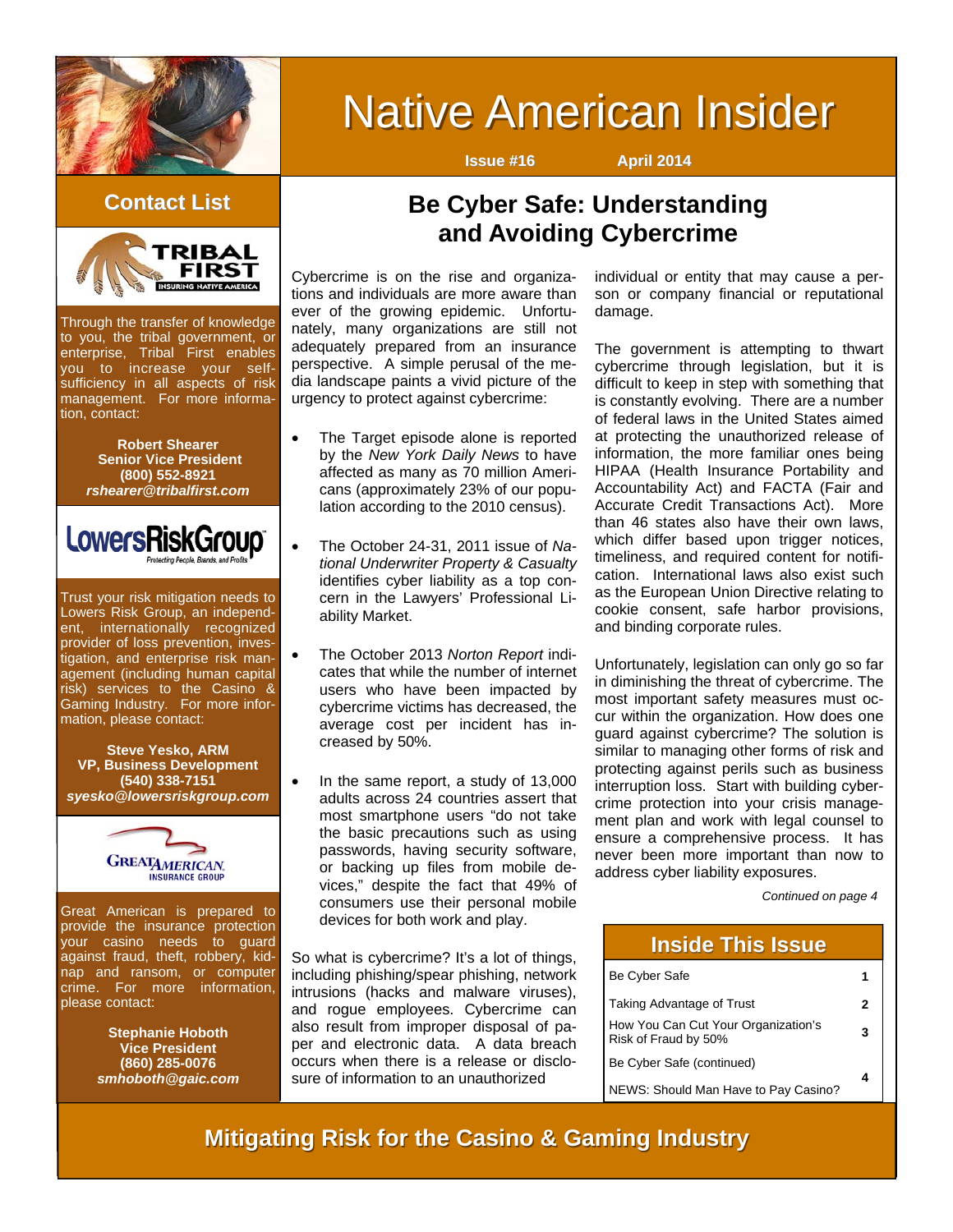# Native American Insider

**Issue #16** **April 2014**

## Contact List

TRIBAL FIRST — INSURING NATIVE AMERICA

Through the transfer of knowledge to you, the tribal government, or enterprise, Tribal First enables you to increase your self-sufficiency in all aspects of risk management. For more information, contact:

**Robert Shearer**
**Senior Vice President**
**(800) 552-8921**
***rshearer@tribalfirst.com***

LowersRiskGroup — Protecting People, Brands, and Profits

Trust your risk mitigation needs to Lowers Risk Group, an independent, internationally recognized provider of loss prevention, investigation, and enterprise risk management (including human capital risk) services to the Casino & Gaming Industry. For more information, please contact:

**Steve Yesko, ARM**
**VP, Business Development**
**(540) 338-7151**
***syesko@lowersriskgroup.com***

GREAT AMERICAN INSURANCE GROUP

Great American is prepared to provide the insurance protection your casino needs to guard against fraud, theft, robbery, kidnap and ransom, or computer crime. For more information, please contact:

**Stephanie Hoboth**
**Vice President**
**(860) 285-0076**
***smhoboth@gaic.com***

## Be Cyber Safe: Understanding and Avoiding Cybercrime

Cybercrime is on the rise and organizations and individuals are more aware than ever of the growing epidemic. Unfortunately, many organizations are still not adequately prepared from an insurance perspective. A simple perusal of the media landscape paints a vivid picture of the urgency to protect against cybercrime:

- The Target episode alone is reported by the *New York Daily News* to have affected as many as 70 million Americans (approximately 23% of our population according to the 2010 census).
- The October 24-31, 2011 issue of *National Underwriter Property & Casualty* identifies cyber liability as a top concern in the Lawyers' Professional Liability Market.
- The October 2013 *Norton Report* indicates that while the number of internet users who have been impacted by cybercrime victims has decreased, the average cost per incident has increased by 50%.
- In the same report, a study of 13,000 adults across 24 countries assert that most smartphone users "do not take the basic precautions such as using passwords, having security software, or backing up files from mobile devices," despite the fact that 49% of consumers use their personal mobile devices for both work and play.

So what is cybercrime? It's a lot of things, including phishing/spear phishing, network intrusions (hacks and malware viruses), and rogue employees. Cybercrime can also result from improper disposal of paper and electronic data. A data breach occurs when there is a release or disclosure of information to an unauthorized individual or entity that may cause a person or company financial or reputational damage.

The government is attempting to thwart cybercrime through legislation, but it is difficult to keep in step with something that is constantly evolving. There are a number of federal laws in the United States aimed at protecting the unauthorized release of information, the more familiar ones being HIPAA (Health Insurance Portability and Accountability Act) and FACTA (Fair and Accurate Credit Transactions Act). More than 46 states also have their own laws, which differ based upon trigger notices, timeliness, and required content for notification. International laws also exist such as the European Union Directive relating to cookie consent, safe harbor provisions, and binding corporate rules.

Unfortunately, legislation can only go so far in diminishing the threat of cybercrime. The most important safety measures must occur within the organization. How does one guard against cybercrime? The solution is similar to managing other forms of risk and protecting against perils such as business interruption loss. Start with building cybercrime protection into your crisis management plan and work with legal counsel to ensure a comprehensive process. It has never been more important than now to address cyber liability exposures.

*Continued on page 4*

### Inside This Issue

| | |
|---|---|
| Be Cyber Safe | 1 |
| Taking Advantage of Trust | 2 |
| How You Can Cut Your Organization's Risk of Fraud by 50% | 3 |
| Be Cyber Safe (continued) | 4 |
| NEWS: Should Man Have to Pay Casino? | |

**Mitigating Risk for the Casino & Gaming Industry**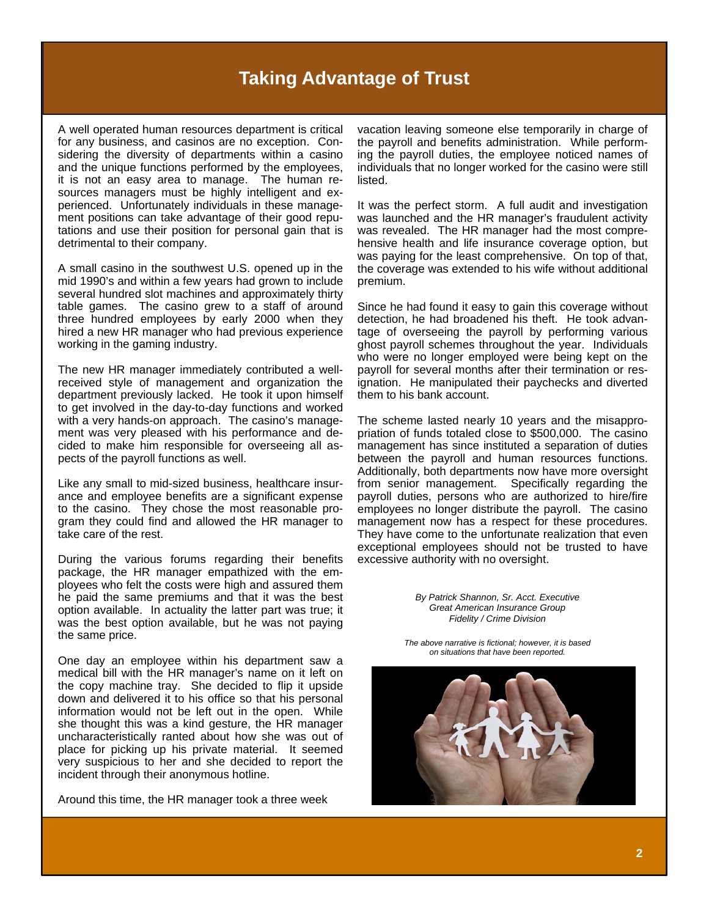# Taking Advantage of Trust

A well operated human resources department is critical for any business, and casinos are no exception. Considering the diversity of departments within a casino and the unique functions performed by the employees, it is not an easy area to manage. The human resources managers must be highly intelligent and experienced. Unfortunately individuals in these management positions can take advantage of their good reputations and use their position for personal gain that is detrimental to their company.

A small casino in the southwest U.S. opened up in the mid 1990's and within a few years had grown to include several hundred slot machines and approximately thirty table games. The casino grew to a staff of around three hundred employees by early 2000 when they hired a new HR manager who had previous experience working in the gaming industry.

The new HR manager immediately contributed a well-received style of management and organization the department previously lacked. He took it upon himself to get involved in the day-to-day functions and worked with a very hands-on approach. The casino's management was very pleased with his performance and decided to make him responsible for overseeing all aspects of the payroll functions as well.

Like any small to mid-sized business, healthcare insurance and employee benefits are a significant expense to the casino. They chose the most reasonable program they could find and allowed the HR manager to take care of the rest.

During the various forums regarding their benefits package, the HR manager empathized with the employees who felt the costs were high and assured them he paid the same premiums and that it was the best option available. In actuality the latter part was true; it was the best option available, but he was not paying the same price.

One day an employee within his department saw a medical bill with the HR manager's name on it left on the copy machine tray. She decided to flip it upside down and delivered it to his office so that his personal information would not be left out in the open. While she thought this was a kind gesture, the HR manager uncharacteristically ranted about how she was out of place for picking up his private material. It seemed very suspicious to her and she decided to report the incident through their anonymous hotline.

Around this time, the HR manager took a three week vacation leaving someone else temporarily in charge of the payroll and benefits administration. While performing the payroll duties, the employee noticed names of individuals that no longer worked for the casino were still listed.

It was the perfect storm. A full audit and investigation was launched and the HR manager's fraudulent activity was revealed. The HR manager had the most comprehensive health and life insurance coverage option, but was paying for the least comprehensive. On top of that, the coverage was extended to his wife without additional premium.

Since he had found it easy to gain this coverage without detection, he had broadened his theft. He took advantage of overseeing the payroll by performing various ghost payroll schemes throughout the year. Individuals who were no longer employed were being kept on the payroll for several months after their termination or resignation. He manipulated their paychecks and diverted them to his bank account.

The scheme lasted nearly 10 years and the misappropriation of funds totaled close to $500,000. The casino management has since instituted a separation of duties between the payroll and human resources functions. Additionally, both departments now have more oversight from senior management. Specifically regarding the payroll duties, persons who are authorized to hire/fire employees no longer distribute the payroll. The casino management now has a respect for these procedures. They have come to the unfortunate realization that even exceptional employees should not be trusted to have excessive authority with no oversight.

*By Patrick Shannon, Sr. Acct. Executive*
*Great American Insurance Group*
*Fidelity / Crime Division*

*The above narrative is fictional; however, it is based on situations that have been reported.*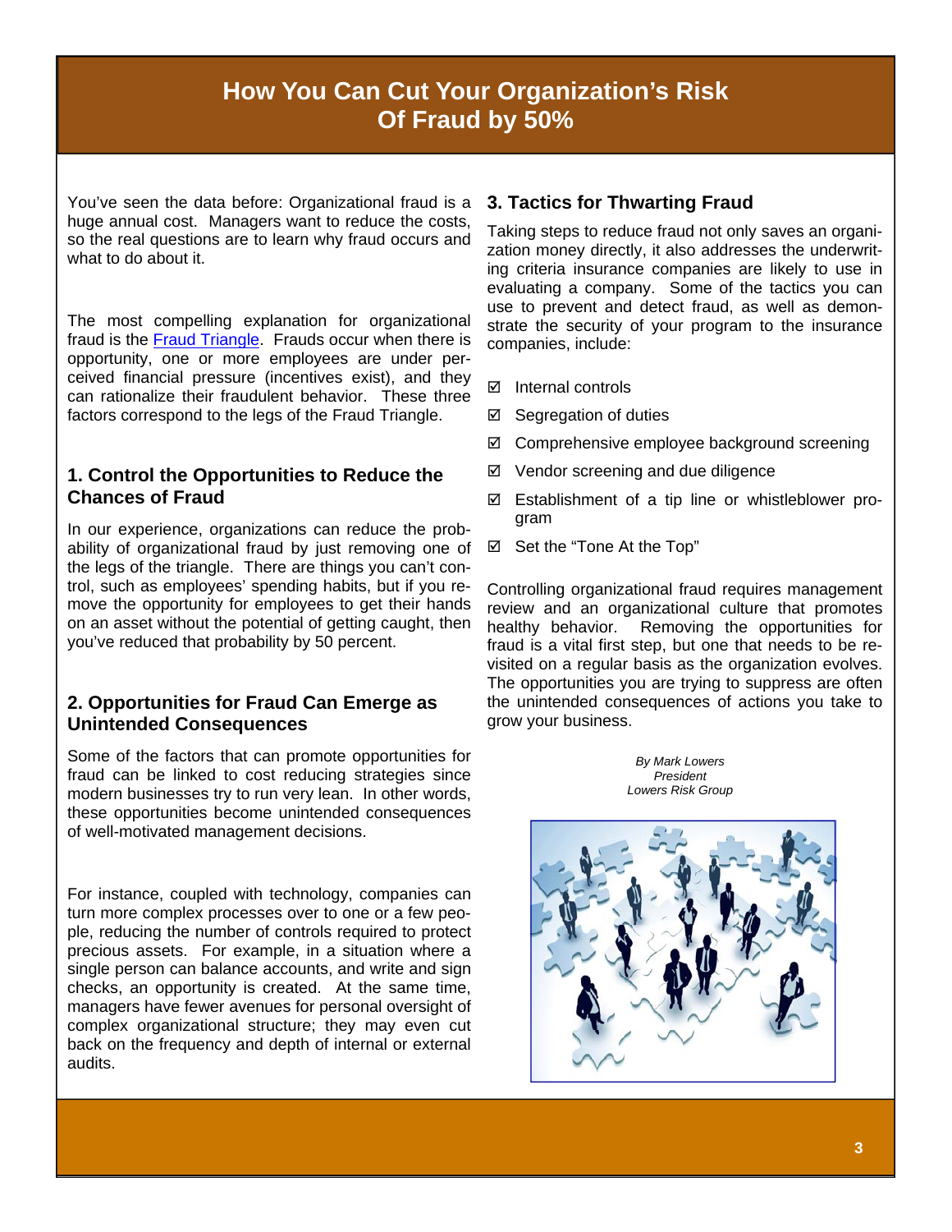# How You Can Cut Your Organization's Risk Of Fraud by 50%

You've seen the data before: Organizational fraud is a huge annual cost. Managers want to reduce the costs, so the real questions are to learn why fraud occurs and what to do about it.

The most compelling explanation for organizational fraud is the Fraud Triangle. Frauds occur when there is opportunity, one or more employees are under perceived financial pressure (incentives exist), and they can rationalize their fraudulent behavior. These three factors correspond to the legs of the Fraud Triangle.

### 1. Control the Opportunities to Reduce the Chances of Fraud

In our experience, organizations can reduce the probability of organizational fraud by just removing one of the legs of the triangle. There are things you can't control, such as employees' spending habits, but if you remove the opportunity for employees to get their hands on an asset without the potential of getting caught, then you've reduced that probability by 50 percent.

### 2. Opportunities for Fraud Can Emerge as Unintended Consequences

Some of the factors that can promote opportunities for fraud can be linked to cost reducing strategies since modern businesses try to run very lean. In other words, these opportunities become unintended consequences of well-motivated management decisions.

For instance, coupled with technology, companies can turn more complex processes over to one or a few people, reducing the number of controls required to protect precious assets. For example, in a situation where a single person can balance accounts, and write and sign checks, an opportunity is created. At the same time, managers have fewer avenues for personal oversight of complex organizational structure; they may even cut back on the frequency and depth of internal or external audits.

### 3. Tactics for Thwarting Fraud

Taking steps to reduce fraud not only saves an organization money directly, it also addresses the underwriting criteria insurance companies are likely to use in evaluating a company. Some of the tactics you can use to prevent and detect fraud, as well as demonstrate the security of your program to the insurance companies, include:

- ☑ Internal controls
- ☑ Segregation of duties
- ☑ Comprehensive employee background screening
- ☑ Vendor screening and due diligence
- ☑ Establishment of a tip line or whistleblower program
- ☑ Set the "Tone At the Top"

Controlling organizational fraud requires management review and an organizational culture that promotes healthy behavior. Removing the opportunities for fraud is a vital first step, but one that needs to be revisited on a regular basis as the organization evolves. The opportunities you are trying to suppress are often the unintended consequences of actions you take to grow your business.

*By Mark Lowers*
*President*
*Lowers Risk Group*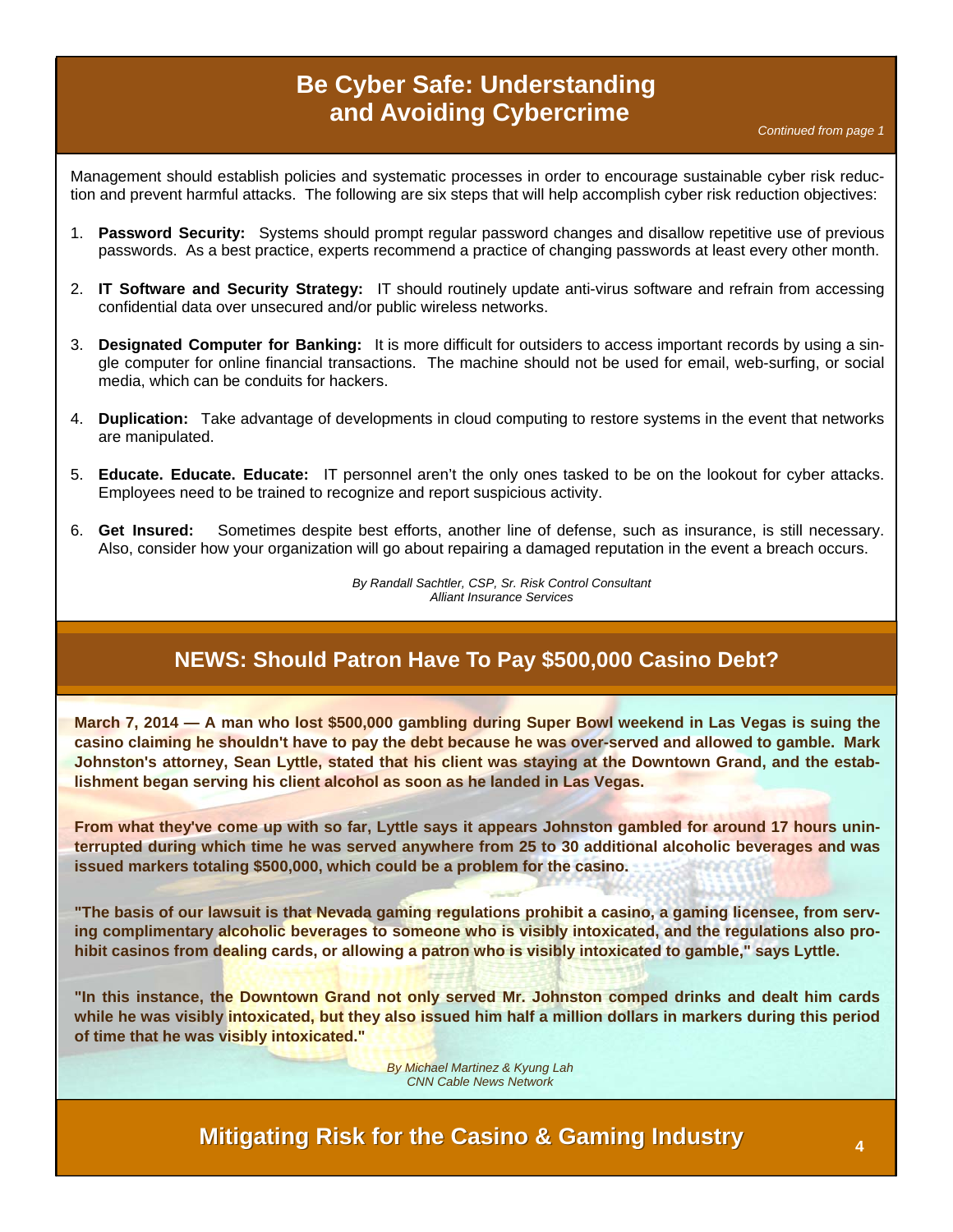## Be Cyber Safe: Understanding and Avoiding Cybercrime

*Continued from page 1*

Management should establish policies and systematic processes in order to encourage sustainable cyber risk reduction and prevent harmful attacks. The following are six steps that will help accomplish cyber risk reduction objectives:

1. **Password Security:** Systems should prompt regular password changes and disallow repetitive use of previous passwords. As a best practice, experts recommend a practice of changing passwords at least every other month.

2. **IT Software and Security Strategy:** IT should routinely update anti-virus software and refrain from accessing confidential data over unsecured and/or public wireless networks.

3. **Designated Computer for Banking:** It is more difficult for outsiders to access important records by using a single computer for online financial transactions. The machine should not be used for email, web-surfing, or social media, which can be conduits for hackers.

4. **Duplication:** Take advantage of developments in cloud computing to restore systems in the event that networks are manipulated.

5. **Educate. Educate. Educate:** IT personnel aren't the only ones tasked to be on the lookout for cyber attacks. Employees need to be trained to recognize and report suspicious activity.

6. **Get Insured:** Sometimes despite best efforts, another line of defense, such as insurance, is still necessary. Also, consider how your organization will go about repairing a damaged reputation in the event a breach occurs.

*By Randall Sachtler, CSP, Sr. Risk Control Consultant*
*Alliant Insurance Services*

## NEWS: Should Patron Have To Pay $500,000 Casino Debt?

**March 7, 2014 — A man who lost $500,000 gambling during Super Bowl weekend in Las Vegas is suing the casino claiming he shouldn't have to pay the debt because he was over-served and allowed to gamble. Mark Johnston's attorney, Sean Lyttle, stated that his client was staying at the Downtown Grand, and the establishment began serving his client alcohol as soon as he landed in Las Vegas.**

**From what they've come up with so far, Lyttle says it appears Johnston gambled for around 17 hours uninterrupted during which time he was served anywhere from 25 to 30 additional alcoholic beverages and was issued markers totaling $500,000, which could be a problem for the casino.**

**"The basis of our lawsuit is that Nevada gaming regulations prohibit a casino, a gaming licensee, from serving complimentary alcoholic beverages to someone who is visibly intoxicated, and the regulations also prohibit casinos from dealing cards, or allowing a patron who is visibly intoxicated to gamble," says Lyttle.**

**"In this instance, the Downtown Grand not only served Mr. Johnston comped drinks and dealt him cards while he was visibly intoxicated, but they also issued him half a million dollars in markers during this period of time that he was visibly intoxicated."**

*By Michael Martinez & Kyung Lah*
*CNN Cable News Network*